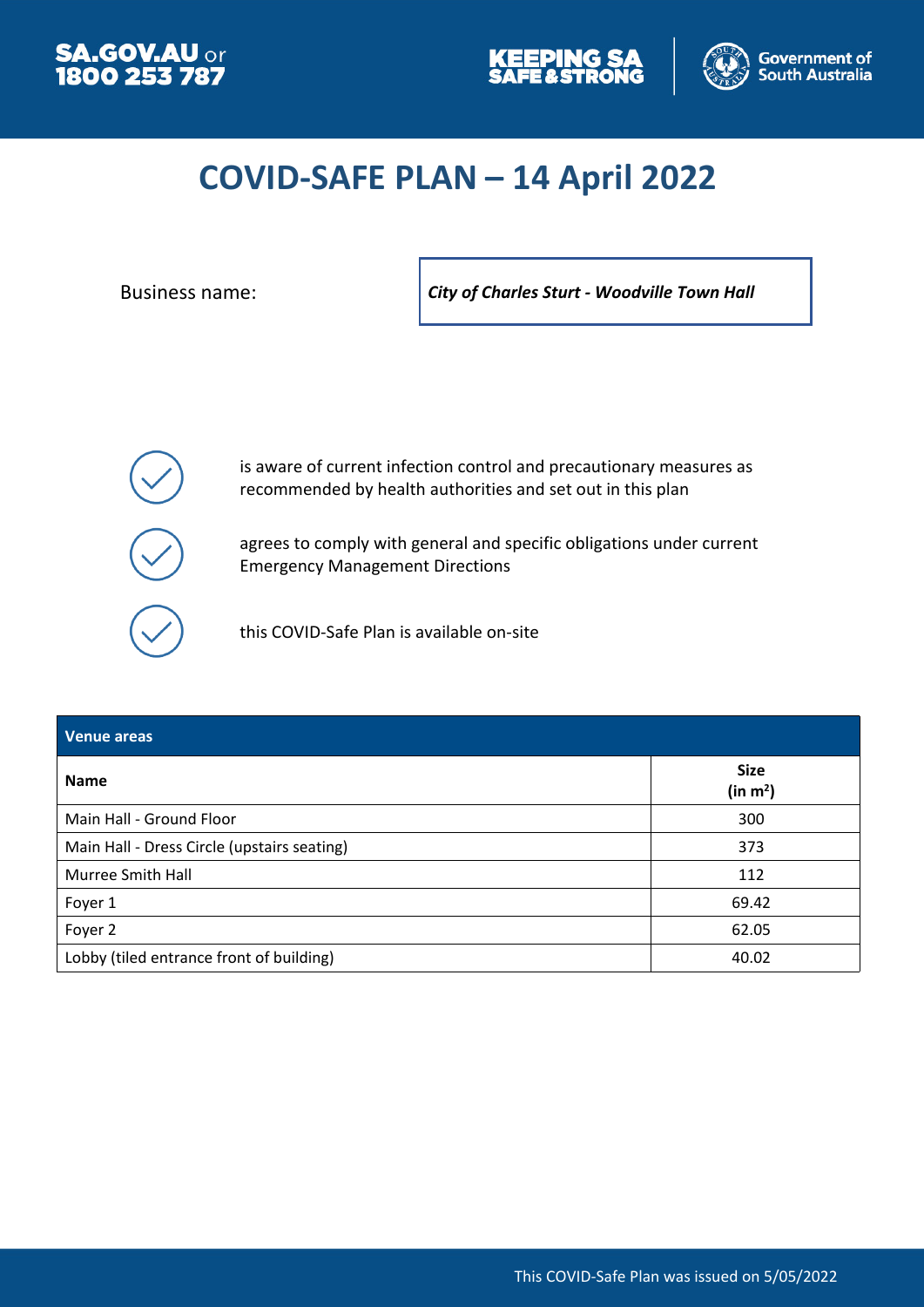SA.GOV.AU or 1800 253 787

KEEPING SA SAFE & STRONG

Government of South Australia

# COVID-SAFE PLAN – 14 April 2022

Business name: ***City of Charles Sturt - Woodville Town Hall***

- is aware of current infection control and precautionary measures as recommended by health authorities and set out in this plan
- agrees to comply with general and specific obligations under current Emergency Management Directions
- this COVID-Safe Plan is available on-site

| Venue areas | |
|---|---|
| **Name** | **Size (in m²)** |
| Main Hall - Ground Floor | 300 |
| Main Hall - Dress Circle (upstairs seating) | 373 |
| Murree Smith Hall | 112 |
| Foyer 1 | 69.42 |
| Foyer 2 | 62.05 |
| Lobby (tiled entrance front of building) | 40.02 |

This COVID-Safe Plan was issued on 5/05/2022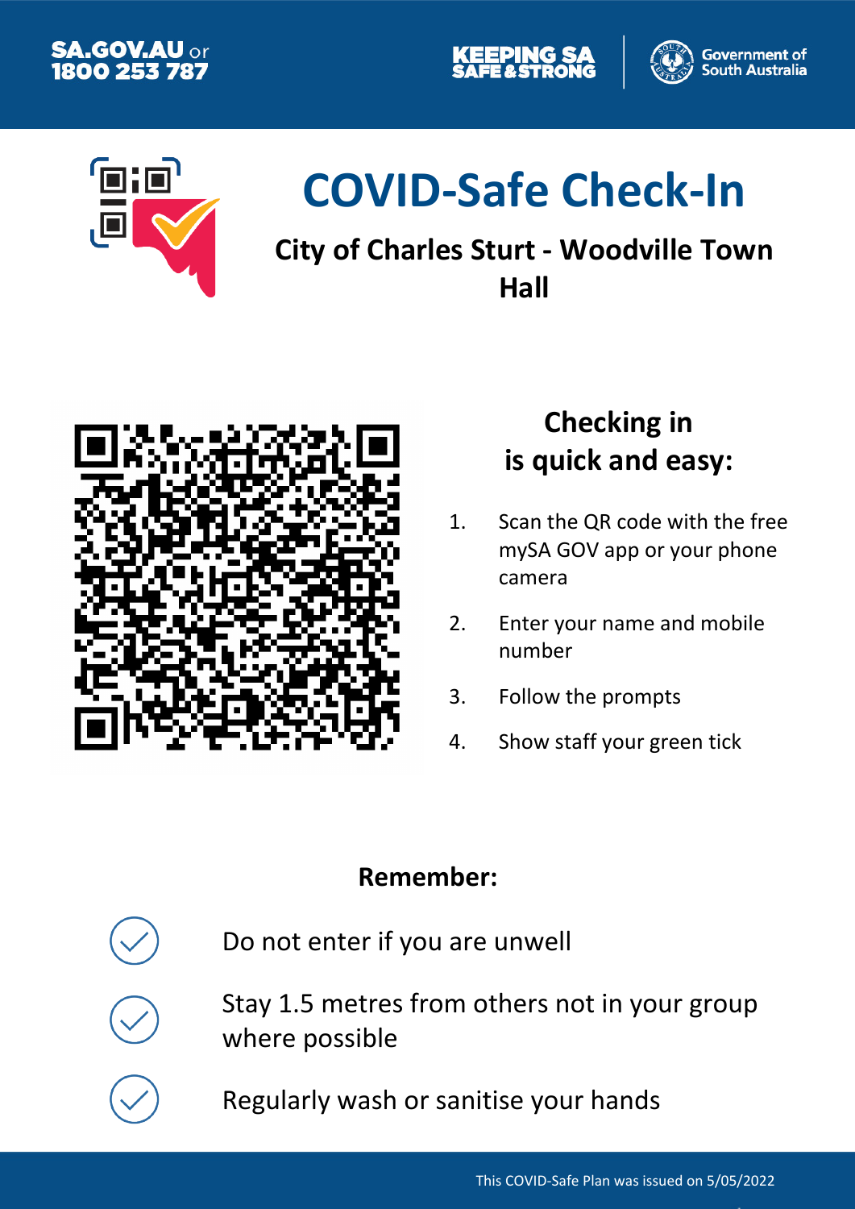SA.GOV.AU or 1800 253 787

KEEPING SA SAFE & STRONG

Government of South Australia

# COVID-Safe Check-In

## City of Charles Sturt - Woodville Town Hall

### Checking in is quick and easy:

1. Scan the QR code with the free mySA GOV app or your phone camera
2. Enter your name and mobile number
3. Follow the prompts
4. Show staff your green tick

### Remember:

- Do not enter if you are unwell
- Stay 1.5 metres from others not in your group where possible
- Regularly wash or sanitise your hands

This COVID-Safe Plan was issued on 5/05/2022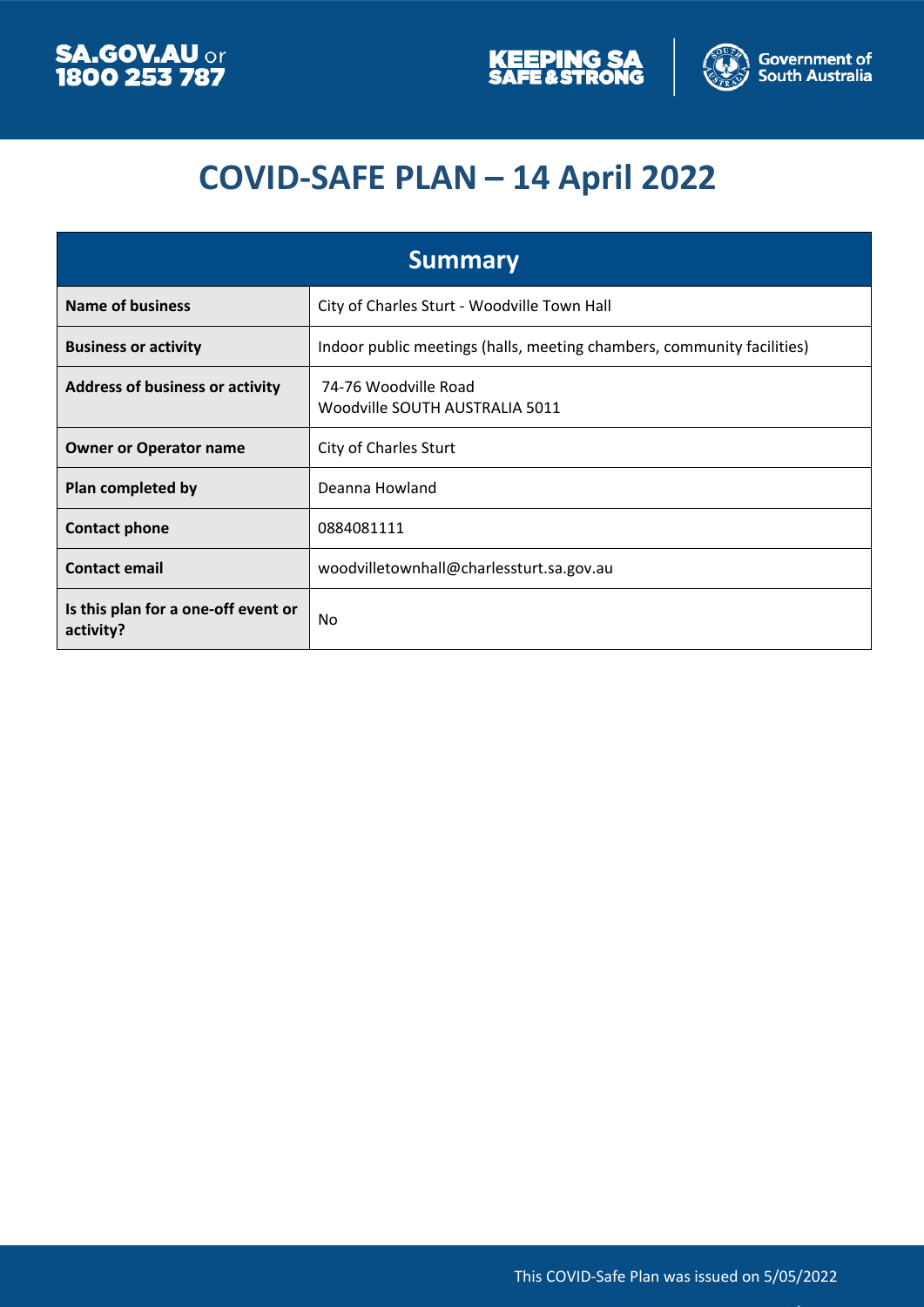# COVID-SAFE PLAN – 14 April 2022

| Summary | |
|---|---|
| **Name of business** | City of Charles Sturt - Woodville Town Hall |
| **Business or activity** | Indoor public meetings (halls, meeting chambers, community facilities) |
| **Address of business or activity** | 74-76 Woodville Road<br>Woodville SOUTH AUSTRALIA 5011 |
| **Owner or Operator name** | City of Charles Sturt |
| **Plan completed by** | Deanna Howland |
| **Contact phone** | 0884081111 |
| **Contact email** | woodvilletownhall@charlessturt.sa.gov.au |
| **Is this plan for a one-off event or activity?** | No |

This COVID-Safe Plan was issued on 5/05/2022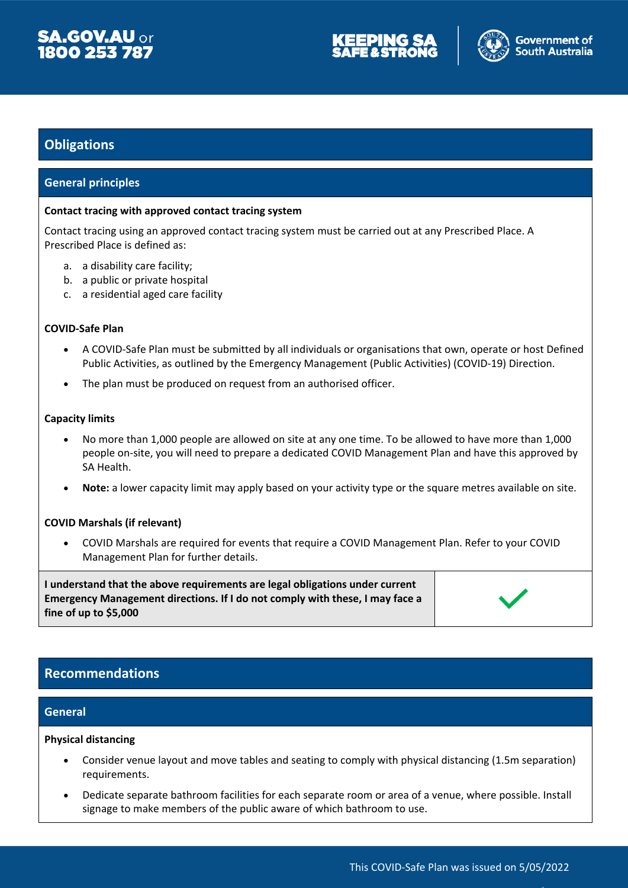## Obligations

### General principles

**Contact tracing with approved contact tracing system**

Contact tracing using an approved contact tracing system must be carried out at any Prescribed Place. A Prescribed Place is defined as:

a. a disability care facility;
b. a public or private hospital
c. a residential aged care facility

**COVID-Safe Plan**

- A COVID-Safe Plan must be submitted by all individuals or organisations that own, operate or host Defined Public Activities, as outlined by the Emergency Management (Public Activities) (COVID-19) Direction.
- The plan must be produced on request from an authorised officer.

**Capacity limits**

- No more than 1,000 people are allowed on site at any one time. To be allowed to have more than 1,000 people on-site, you will need to prepare a dedicated COVID Management Plan and have this approved by SA Health.
- **Note:** a lower capacity limit may apply based on your activity type or the square metres available on site.

**COVID Marshals (if relevant)**

- COVID Marshals are required for events that require a COVID Management Plan. Refer to your COVID Management Plan for further details.

| **I understand that the above requirements are legal obligations under current Emergency Management directions. If I do not comply with these, I may face a fine of up to $5,000** | ✓ |
|---|---|

## Recommendations

### General

**Physical distancing**

- Consider venue layout and move tables and seating to comply with physical distancing (1.5m separation) requirements.
- Dedicate separate bathroom facilities for each separate room or area of a venue, where possible. Install signage to make members of the public aware of which bathroom to use.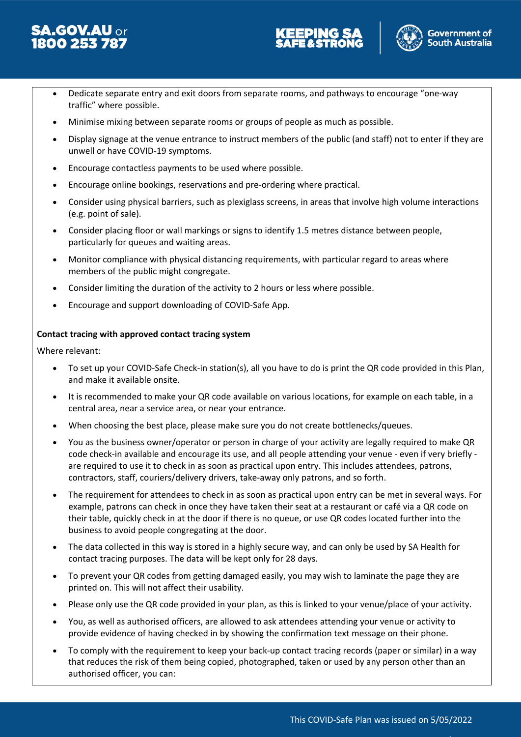- Dedicate separate entry and exit doors from separate rooms, and pathways to encourage "one-way traffic" where possible.
- Minimise mixing between separate rooms or groups of people as much as possible.
- Display signage at the venue entrance to instruct members of the public (and staff) not to enter if they are unwell or have COVID-19 symptoms.
- Encourage contactless payments to be used where possible.
- Encourage online bookings, reservations and pre-ordering where practical.
- Consider using physical barriers, such as plexiglass screens, in areas that involve high volume interactions (e.g. point of sale).
- Consider placing floor or wall markings or signs to identify 1.5 metres distance between people, particularly for queues and waiting areas.
- Monitor compliance with physical distancing requirements, with particular regard to areas where members of the public might congregate.
- Consider limiting the duration of the activity to 2 hours or less where possible.
- Encourage and support downloading of COVID-Safe App.

**Contact tracing with approved contact tracing system**

Where relevant:

- To set up your COVID-Safe Check-in station(s), all you have to do is print the QR code provided in this Plan, and make it available onsite.
- It is recommended to make your QR code available on various locations, for example on each table, in a central area, near a service area, or near your entrance.
- When choosing the best place, please make sure you do not create bottlenecks/queues.
- You as the business owner/operator or person in charge of your activity are legally required to make QR code check-in available and encourage its use, and all people attending your venue - even if very briefly - are required to use it to check in as soon as practical upon entry. This includes attendees, patrons, contractors, staff, couriers/delivery drivers, take-away only patrons, and so forth.
- The requirement for attendees to check in as soon as practical upon entry can be met in several ways. For example, patrons can check in once they have taken their seat at a restaurant or café via a QR code on their table, quickly check in at the door if there is no queue, or use QR codes located further into the business to avoid people congregating at the door.
- The data collected in this way is stored in a highly secure way, and can only be used by SA Health for contact tracing purposes. The data will be kept only for 28 days.
- To prevent your QR codes from getting damaged easily, you may wish to laminate the page they are printed on. This will not affect their usability.
- Please only use the QR code provided in your plan, as this is linked to your venue/place of your activity.
- You, as well as authorised officers, are allowed to ask attendees attending your venue or activity to provide evidence of having checked in by showing the confirmation text message on their phone.
- To comply with the requirement to keep your back-up contact tracing records (paper or similar) in a way that reduces the risk of them being copied, photographed, taken or used by any person other than an authorised officer, you can: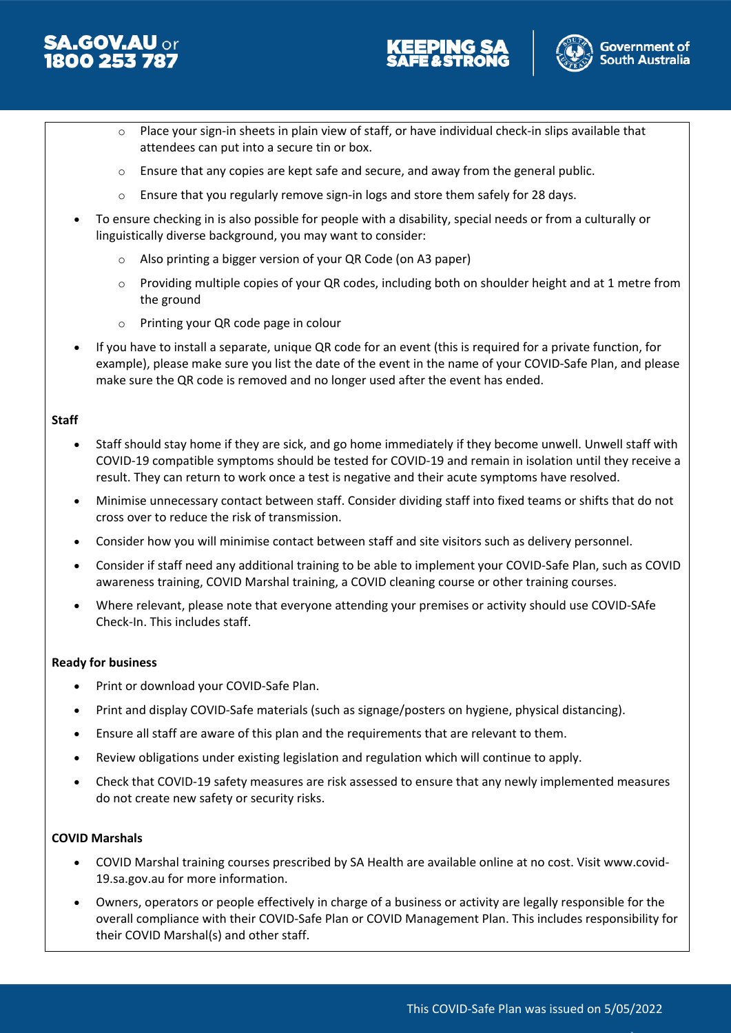- Place your sign-in sheets in plain view of staff, or have individual check-in slips available that attendees can put into a secure tin or box.
  - Ensure that any copies are kept safe and secure, and away from the general public.
  - Ensure that you regularly remove sign-in logs and store them safely for 28 days.
- To ensure checking in is also possible for people with a disability, special needs or from a culturally or linguistically diverse background, you may want to consider:
  - Also printing a bigger version of your QR Code (on A3 paper)
  - Providing multiple copies of your QR codes, including both on shoulder height and at 1 metre from the ground
  - Printing your QR code page in colour
- If you have to install a separate, unique QR code for an event (this is required for a private function, for example), please make sure you list the date of the event in the name of your COVID-Safe Plan, and please make sure the QR code is removed and no longer used after the event has ended.

**Staff**

- Staff should stay home if they are sick, and go home immediately if they become unwell. Unwell staff with COVID-19 compatible symptoms should be tested for COVID-19 and remain in isolation until they receive a result. They can return to work once a test is negative and their acute symptoms have resolved.
- Minimise unnecessary contact between staff. Consider dividing staff into fixed teams or shifts that do not cross over to reduce the risk of transmission.
- Consider how you will minimise contact between staff and site visitors such as delivery personnel.
- Consider if staff need any additional training to be able to implement your COVID-Safe Plan, such as COVID awareness training, COVID Marshal training, a COVID cleaning course or other training courses.
- Where relevant, please note that everyone attending your premises or activity should use COVID-SAfe Check-In. This includes staff.

**Ready for business**

- Print or download your COVID-Safe Plan.
- Print and display COVID-Safe materials (such as signage/posters on hygiene, physical distancing).
- Ensure all staff are aware of this plan and the requirements that are relevant to them.
- Review obligations under existing legislation and regulation which will continue to apply.
- Check that COVID-19 safety measures are risk assessed to ensure that any newly implemented measures do not create new safety or security risks.

**COVID Marshals**

- COVID Marshal training courses prescribed by SA Health are available online at no cost. Visit www.covid-19.sa.gov.au for more information.
- Owners, operators or people effectively in charge of a business or activity are legally responsible for the overall compliance with their COVID-Safe Plan or COVID Management Plan. This includes responsibility for their COVID Marshal(s) and other staff.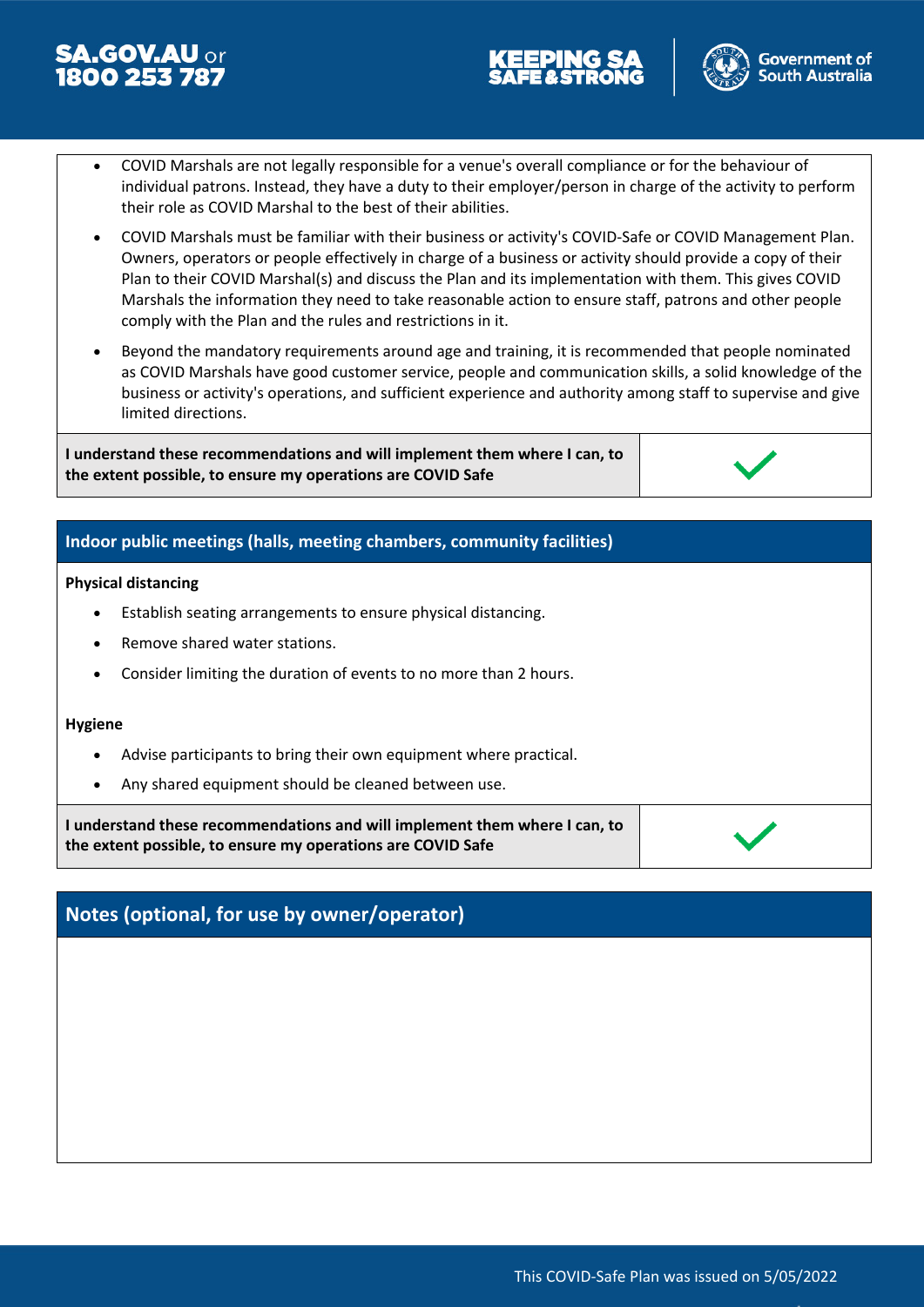- COVID Marshals are not legally responsible for a venue's overall compliance or for the behaviour of individual patrons. Instead, they have a duty to their employer/person in charge of the activity to perform their role as COVID Marshal to the best of their abilities.
- COVID Marshals must be familiar with their business or activity's COVID-Safe or COVID Management Plan. Owners, operators or people effectively in charge of a business or activity should provide a copy of their Plan to their COVID Marshal(s) and discuss the Plan and its implementation with them. This gives COVID Marshals the information they need to take reasonable action to ensure staff, patrons and other people comply with the Plan and the rules and restrictions in it.
- Beyond the mandatory requirements around age and training, it is recommended that people nominated as COVID Marshals have good customer service, people and communication skills, a solid knowledge of the business or activity's operations, and sufficient experience and authority among staff to supervise and give limited directions.

| | |
|---|---|
| **I understand these recommendations and will implement them where I can, to the extent possible, to ensure my operations are COVID Safe** | ✓ |

## Indoor public meetings (halls, meeting chambers, community facilities)

**Physical distancing**

- Establish seating arrangements to ensure physical distancing.
- Remove shared water stations.
- Consider limiting the duration of events to no more than 2 hours.

**Hygiene**

- Advise participants to bring their own equipment where practical.
- Any shared equipment should be cleaned between use.

| | |
|---|---|
| **I understand these recommendations and will implement them where I can, to the extent possible, to ensure my operations are COVID Safe** | ✓ |

## Notes (optional, for use by owner/operator)

This COVID-Safe Plan was issued on 5/05/2022